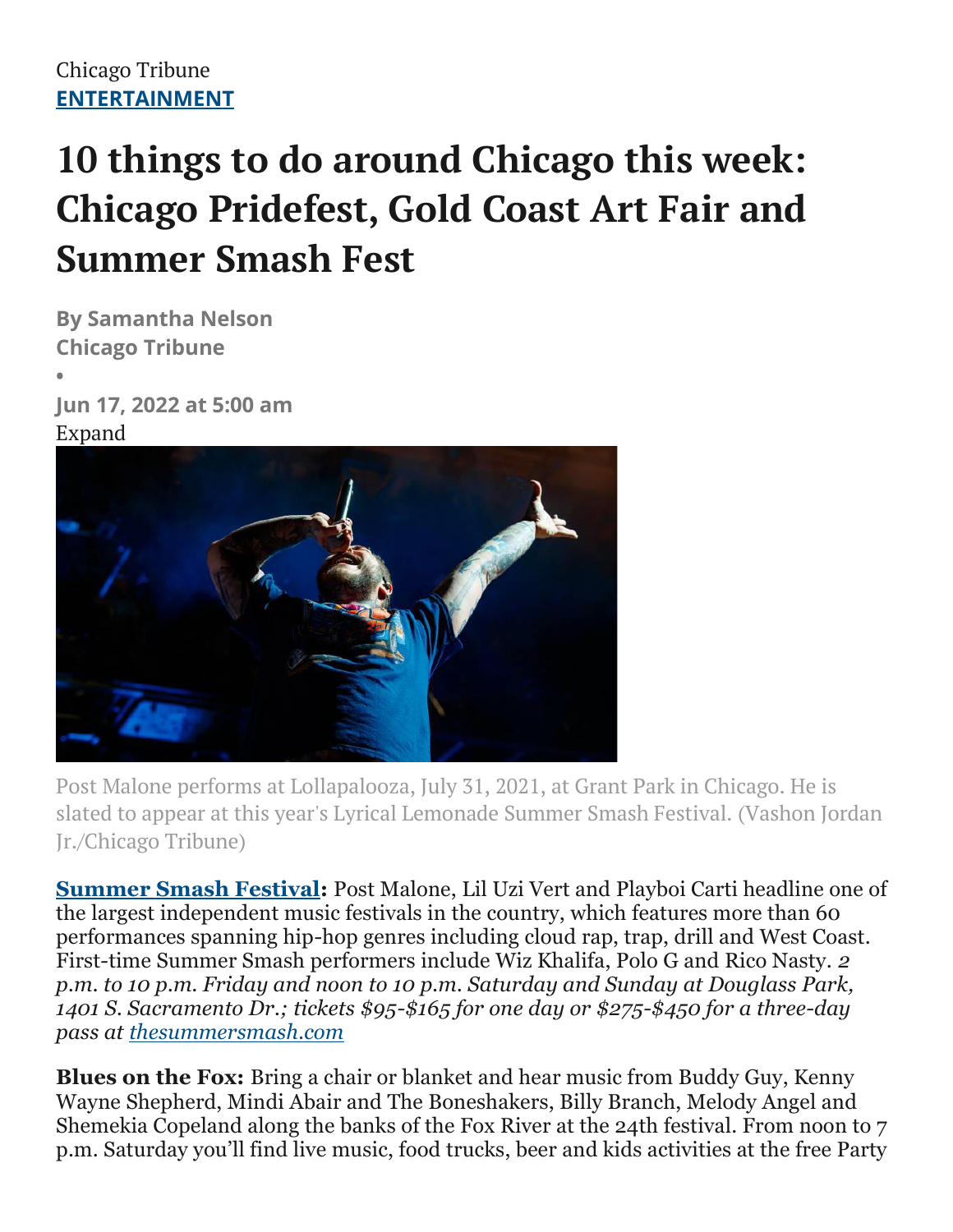Chicago Tribune
ENTERTAINMENT

# 10 things to do around Chicago this week: Chicago Pridefest, Gold Coast Art Fair and Summer Smash Fest

**By Samantha Nelson**
**Chicago Tribune**

•

**Jun 17, 2022 at 5:00 am**

Expand

Post Malone performs at Lollapalooza, July 31, 2021, at Grant Park in Chicago. He is slated to appear at this year's Lyrical Lemonade Summer Smash Festival. (Vashon Jordan Jr./Chicago Tribune)

**Summer Smash Festival:** Post Malone, Lil Uzi Vert and Playboi Carti headline one of the largest independent music festivals in the country, which features more than 60 performances spanning hip-hop genres including cloud rap, trap, drill and West Coast. First-time Summer Smash performers include Wiz Khalifa, Polo G and Rico Nasty. *2 p.m. to 10 p.m. Friday and noon to 10 p.m. Saturday and Sunday at Douglass Park, 1401 S. Sacramento Dr.; tickets $95-$165 for one day or $275-$450 for a three-day pass at thesummersmash.com*

**Blues on the Fox:** Bring a chair or blanket and hear music from Buddy Guy, Kenny Wayne Shepherd, Mindi Abair and The Boneshakers, Billy Branch, Melody Angel and Shemekia Copeland along the banks of the Fox River at the 24th festival. From noon to 7 p.m. Saturday you'll find live music, food trucks, beer and kids activities at the free Party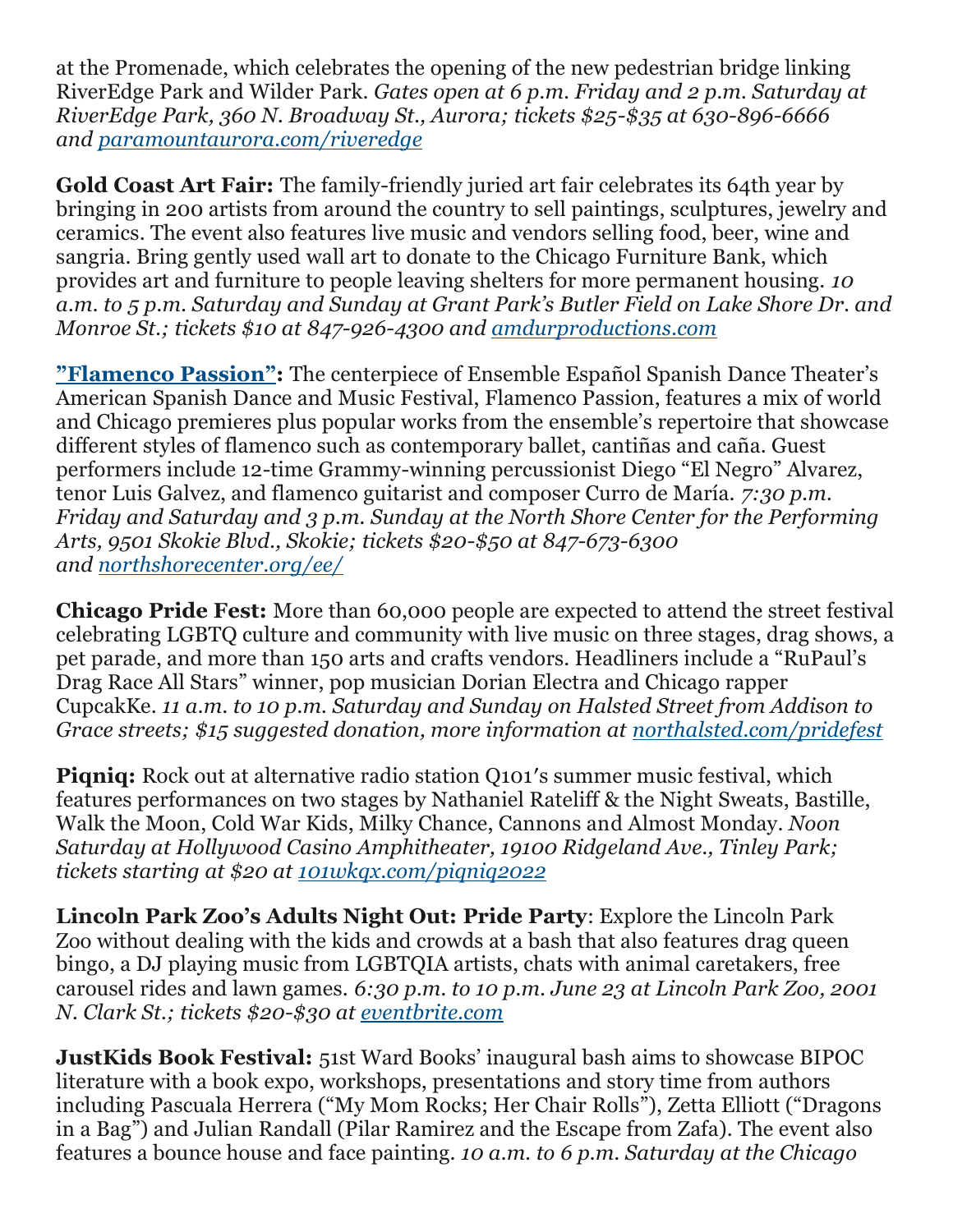at the Promenade, which celebrates the opening of the new pedestrian bridge linking RiverEdge Park and Wilder Park. *Gates open at 6 p.m. Friday and 2 p.m. Saturday at RiverEdge Park, 360 N. Broadway St., Aurora; tickets $25-$35 at 630-896-6666 and [paramountaurora.com/riveredge](paramountaurora.com/riveredge)*

**Gold Coast Art Fair:** The family-friendly juried art fair celebrates its 64th year by bringing in 200 artists from around the country to sell paintings, sculptures, jewelry and ceramics. The event also features live music and vendors selling food, beer, wine and sangria. Bring gently used wall art to donate to the Chicago Furniture Bank, which provides art and furniture to people leaving shelters for more permanent housing. *10 a.m. to 5 p.m. Saturday and Sunday at Grant Park's Butler Field on Lake Shore Dr. and Monroe St.; tickets $10 at 847-926-4300 and [amdurproductions.com](amdurproductions.com)*

**["Flamenco Passion"]():** The centerpiece of Ensemble Español Spanish Dance Theater's American Spanish Dance and Music Festival, Flamenco Passion, features a mix of world and Chicago premieres plus popular works from the ensemble's repertoire that showcase different styles of flamenco such as contemporary ballet, cantiñas and caña. Guest performers include 12-time Grammy-winning percussionist Diego "El Negro" Alvarez, tenor Luis Galvez, and flamenco guitarist and composer Curro de María. *7:30 p.m. Friday and Saturday and 3 p.m. Sunday at the North Shore Center for the Performing Arts, 9501 Skokie Blvd., Skokie; tickets $20-$50 at 847-673-6300 and [northshorecenter.org/ee/](northshorecenter.org/ee/)*

**Chicago Pride Fest:** More than 60,000 people are expected to attend the street festival celebrating LGBTQ culture and community with live music on three stages, drag shows, a pet parade, and more than 150 arts and crafts vendors. Headliners include a "RuPaul's Drag Race All Stars" winner, pop musician Dorian Electra and Chicago rapper CupcakKe. *11 a.m. to 10 p.m. Saturday and Sunday on Halsted Street from Addison to Grace streets; $15 suggested donation, more information at [northalsted.com/pridefest](northalsted.com/pridefest)*

**Piqniq:** Rock out at alternative radio station Q101′s summer music festival, which features performances on two stages by Nathaniel Rateliff & the Night Sweats, Bastille, Walk the Moon, Cold War Kids, Milky Chance, Cannons and Almost Monday. *Noon Saturday at Hollywood Casino Amphitheater, 19100 Ridgeland Ave., Tinley Park; tickets starting at $20 at [101wkqx.com/piqniq2022](101wkqx.com/piqniq2022)*

**Lincoln Park Zoo's Adults Night Out: Pride Party**: Explore the Lincoln Park Zoo without dealing with the kids and crowds at a bash that also features drag queen bingo, a DJ playing music from LGBTQIA artists, chats with animal caretakers, free carousel rides and lawn games. *6:30 p.m. to 10 p.m. June 23 at Lincoln Park Zoo, 2001 N. Clark St.; tickets $20-$30 at [eventbrite.com](eventbrite.com)*

**JustKids Book Festival:** 51st Ward Books' inaugural bash aims to showcase BIPOC literature with a book expo, workshops, presentations and story time from authors including Pascuala Herrera ("My Mom Rocks; Her Chair Rolls"), Zetta Elliott ("Dragons in a Bag") and Julian Randall (Pilar Ramirez and the Escape from Zafa). The event also features a bounce house and face painting. *10 a.m. to 6 p.m. Saturday at the Chicago*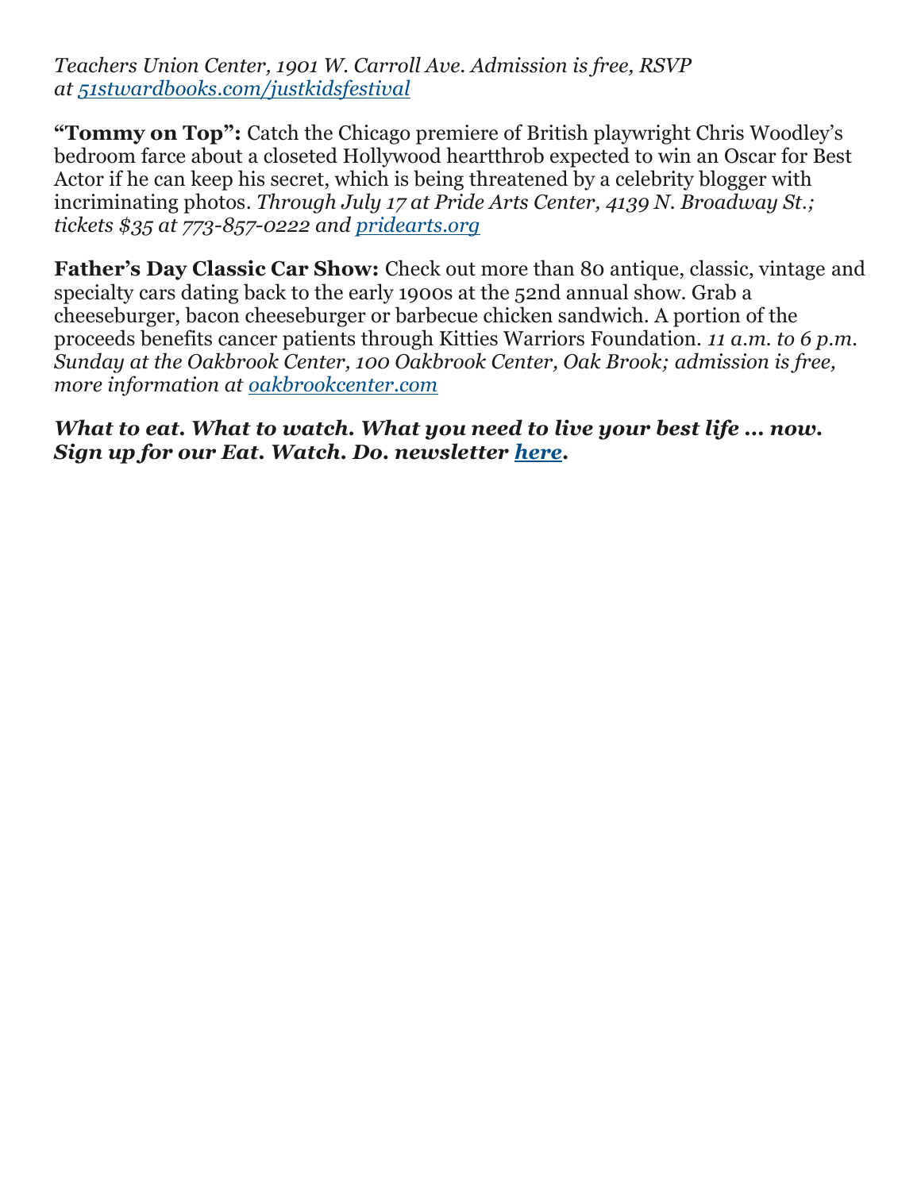*Teachers Union Center, 1901 W. Carroll Ave. Admission is free, RSVP at 51stwardbooks.com/justkidsfestival*

**"Tommy on Top":** Catch the Chicago premiere of British playwright Chris Woodley's bedroom farce about a closeted Hollywood heartthrob expected to win an Oscar for Best Actor if he can keep his secret, which is being threatened by a celebrity blogger with incriminating photos. *Through July 17 at Pride Arts Center, 4139 N. Broadway St.; tickets $35 at 773-857-0222 and pridearts.org*

**Father's Day Classic Car Show:** Check out more than 80 antique, classic, vintage and specialty cars dating back to the early 1900s at the 52nd annual show. Grab a cheeseburger, bacon cheeseburger or barbecue chicken sandwich. A portion of the proceeds benefits cancer patients through Kitties Warriors Foundation. *11 a.m. to 6 p.m. Sunday at the Oakbrook Center, 100 Oakbrook Center, Oak Brook; admission is free, more information at oakbrookcenter.com*

***What to eat. What to watch. What you need to live your best life ... now. Sign up for our Eat. Watch. Do. newsletter here.***